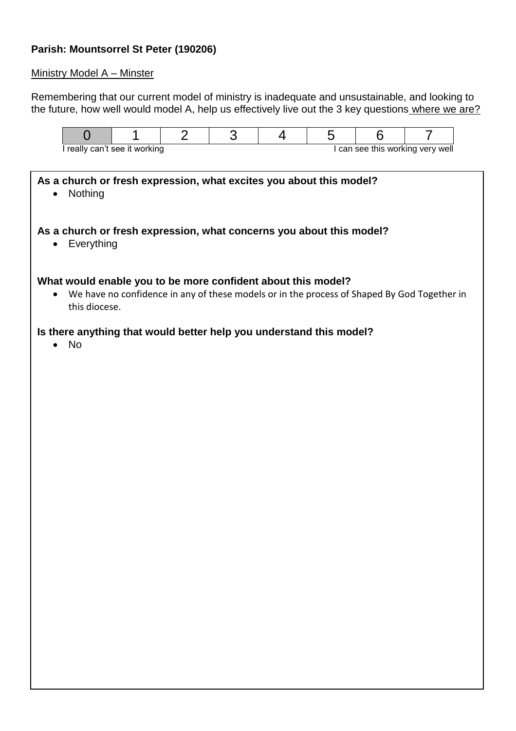**Parish: Mountsorrel St Peter (190206)**

Ministry Model A – Minster

Remembering that our current model of ministry is inadequate and unsustainable, and looking to the future, how well would model A, help us effectively live out the 3 key questions where we are?

| 0 | 1 | 2 | 3 | 4 | 5 | 6 | 7 |
|---|---|---|---|---|---|---|---|

I really can't see it working — I can see this working very well

**As a church or fresh expression, what excites you about this model?**

- Nothing

**As a church or fresh expression, what concerns you about this model?**

- Everything

**What would enable you to be more confident about this model?**

- We have no confidence in any of these models or in the process of Shaped By God Together in this diocese.

**Is there anything that would better help you understand this model?**

- No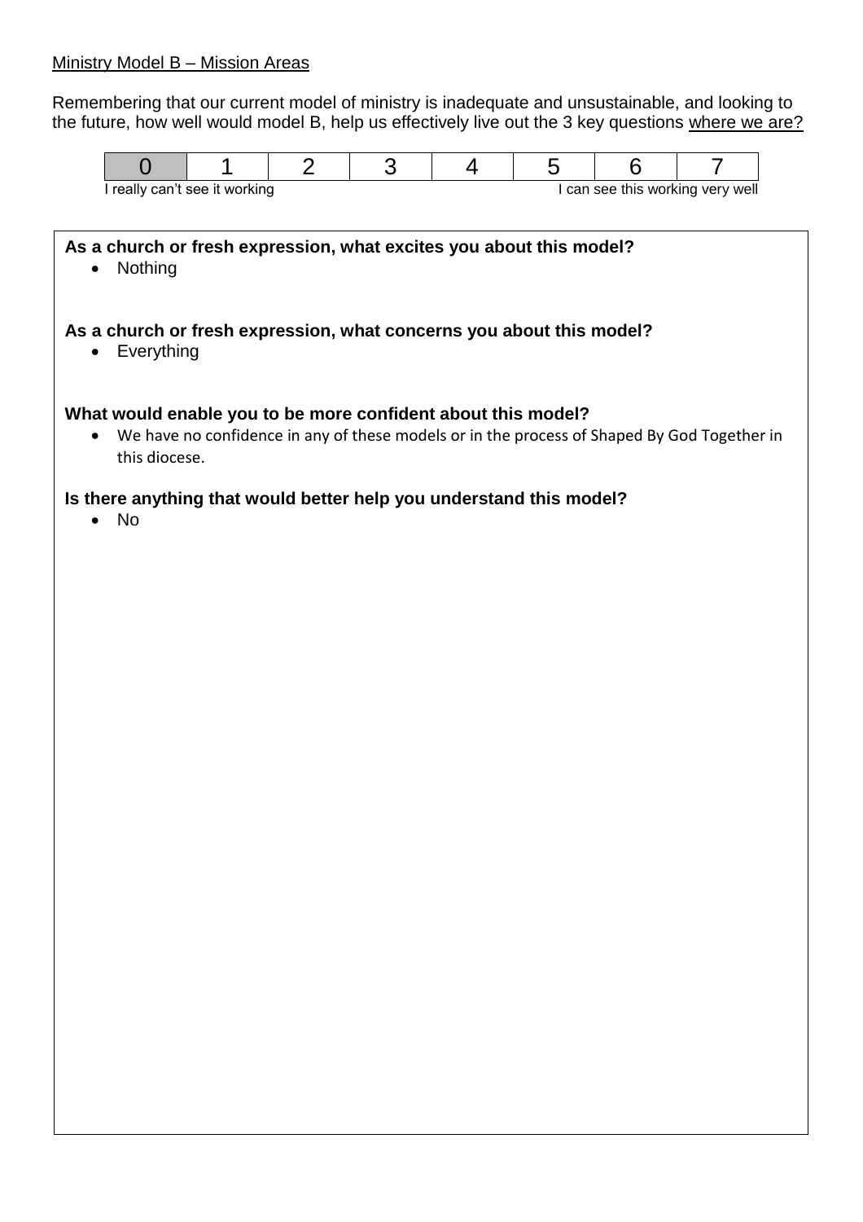Ministry Model B – Mission Areas

Remembering that our current model of ministry is inadequate and unsustainable, and looking to the future, how well would model B, help us effectively live out the 3 key questions where we are?

| 0 | 1 | 2 | 3 | 4 | 5 | 6 | 7 |
|---|---|---|---|---|---|---|---|

I really can't see it working — I can see this working very well

**As a church or fresh expression, what excites you about this model?**

- Nothing

**As a church or fresh expression, what concerns you about this model?**

- Everything

**What would enable you to be more confident about this model?**

- We have no confidence in any of these models or in the process of Shaped By God Together in this diocese.

**Is there anything that would better help you understand this model?**

- No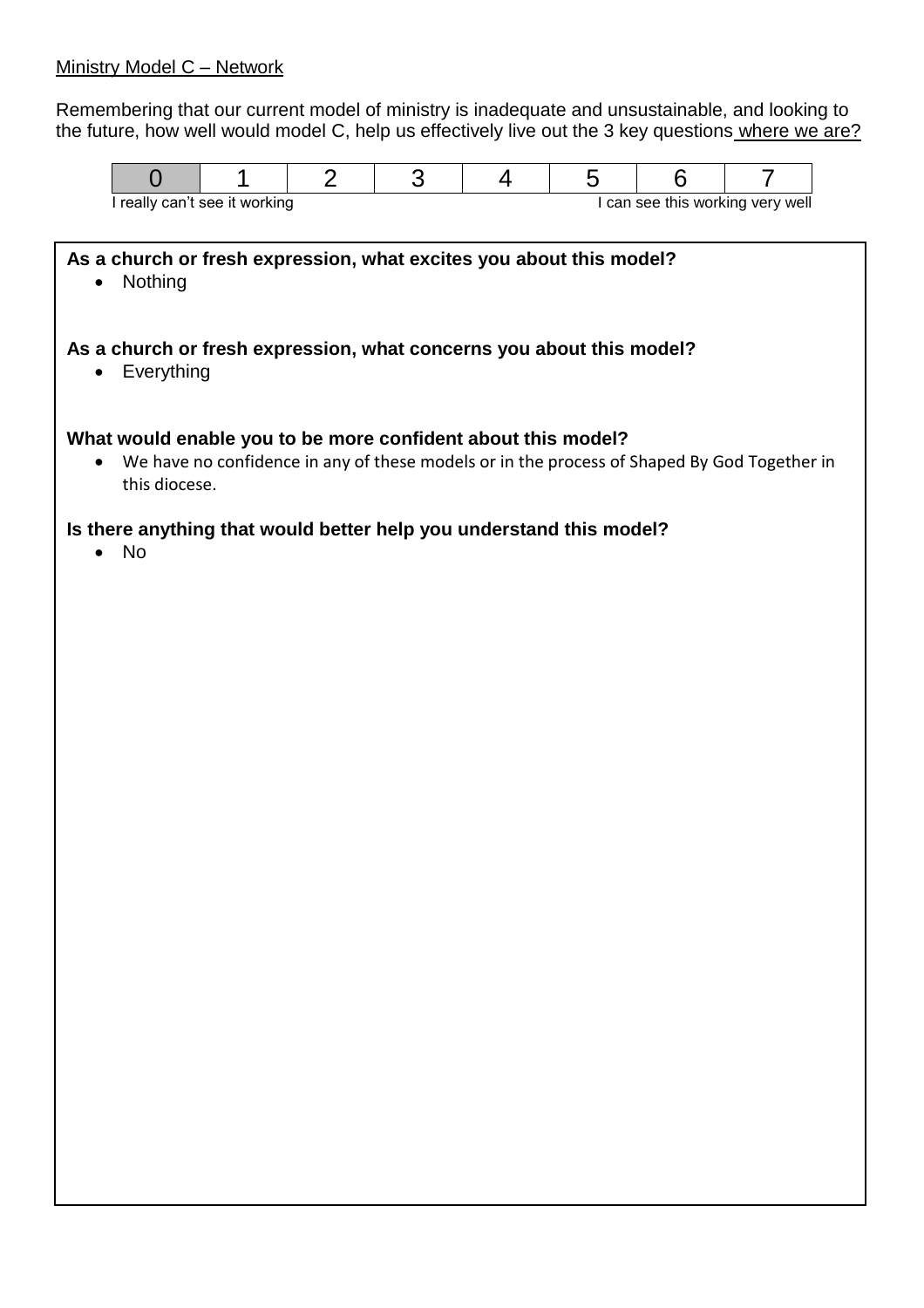Ministry Model C – Network

Remembering that our current model of ministry is inadequate and unsustainable, and looking to the future, how well would model C, help us effectively live out the 3 key questions where we are?

| | | | | | | | |
|---|---|---|---|---|---|---|---|
| 0 | 1 | 2 | 3 | 4 | 5 | 6 | 7 |

I really can't see it working — I can see this working very well

**As a church or fresh expression, what excites you about this model?**

- Nothing

**As a church or fresh expression, what concerns you about this model?**

- Everything

**What would enable you to be more confident about this model?**

- We have no confidence in any of these models or in the process of Shaped By God Together in this diocese.

**Is there anything that would better help you understand this model?**

- No